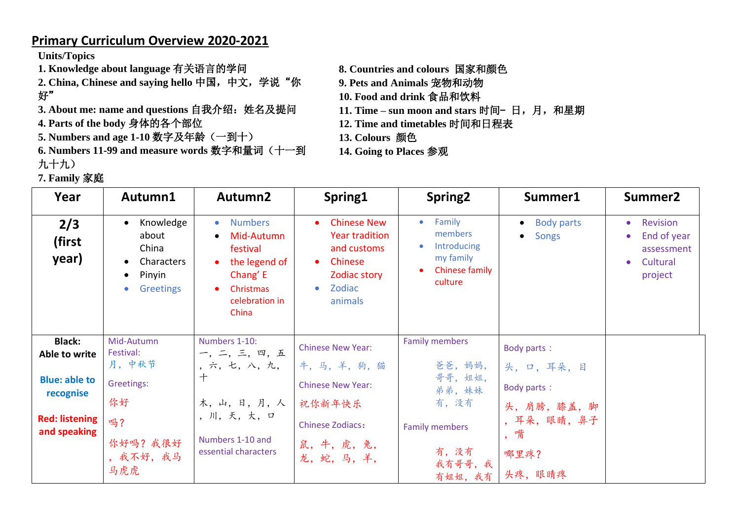# Primary Curriculum Overview 2020-2021

**Units/Topics**

**1. Knowledge about language 有关语言的学问**
**2. China, Chinese and saying hello 中国，中文，学说“你好”**
**3. About me: name and questions 自我介绍：姓名及提问**
**4. Parts of the body 身体的各个部位**
**5. Numbers and age 1-10 数字及年龄（一到十）**
**6. Numbers 11-99 and measure words 数字和量词（十一到九十九）**
**7. Family 家庭**
**8. Countries and colours 国家和颜色**
**9. Pets and Animals 宠物和动物**
**10. Food and drink 食品和饮料**
**11. Time – sun moon and stars 时间– 日，月，和星期**
**12. Time and timetables 时间和日程表**
**13. Colours 颜色**
**14. Going to Places 参观**

| Year | Autumn1 | Autumn2 | Spring1 | Spring2 | Summer1 | Summer2 |
|---|---|---|---|---|---|---|
| **2/3 (first year)** | • Knowledge about China<br>• Characters<br>• Pinyin<br>• Greetings | • Numbers<br>• Mid-Autumn festival<br>• the legend of Chang' E<br>• Christmas celebration in China | • Chinese New Year tradition and customs<br>• Chinese Zodiac story<br>• Zodiac animals | • Family members<br>• Introducing my family<br>• Chinese family culture | • Body parts<br>• Songs | • Revision<br>• End of year assessment<br>• Cultural project |
| **Black: Able to write**<br><br>**Blue: able to recognise**<br><br>**Red: listening and speaking** | Mid-Autumn Festival:<br>月，中秋节<br><br>Greetings:<br>你好<br>吗？<br>你好吗？我很好，我不好，我马马虎虎 | Numbers 1-10:<br>一，二，三，四，五，六，七，八，九，十<br><br>木，山，日，月，人，川，天，大，口<br><br>Numbers 1-10 and essential characters | Chinese New Year:<br>牛，马，羊，狗，猫<br><br>Chinese New Year:<br>祝你新年快乐<br><br>Chinese Zodiacs:<br>鼠，牛，虎，兔，龙，蛇，马，羊， | Family members<br>爸爸，妈妈，哥哥，姐姐，弟弟，妹妹<br>有，没有<br><br>Family members<br>有，没有<br>我有哥哥，我有姐姐，我有 | Body parts：<br>头，口，耳朵，目<br><br>Body parts：<br>头，肩膀，膝盖，脚，耳朵，眼睛，鼻子，嘴<br><br>哪里疼？<br>头疼，眼睛疼 | |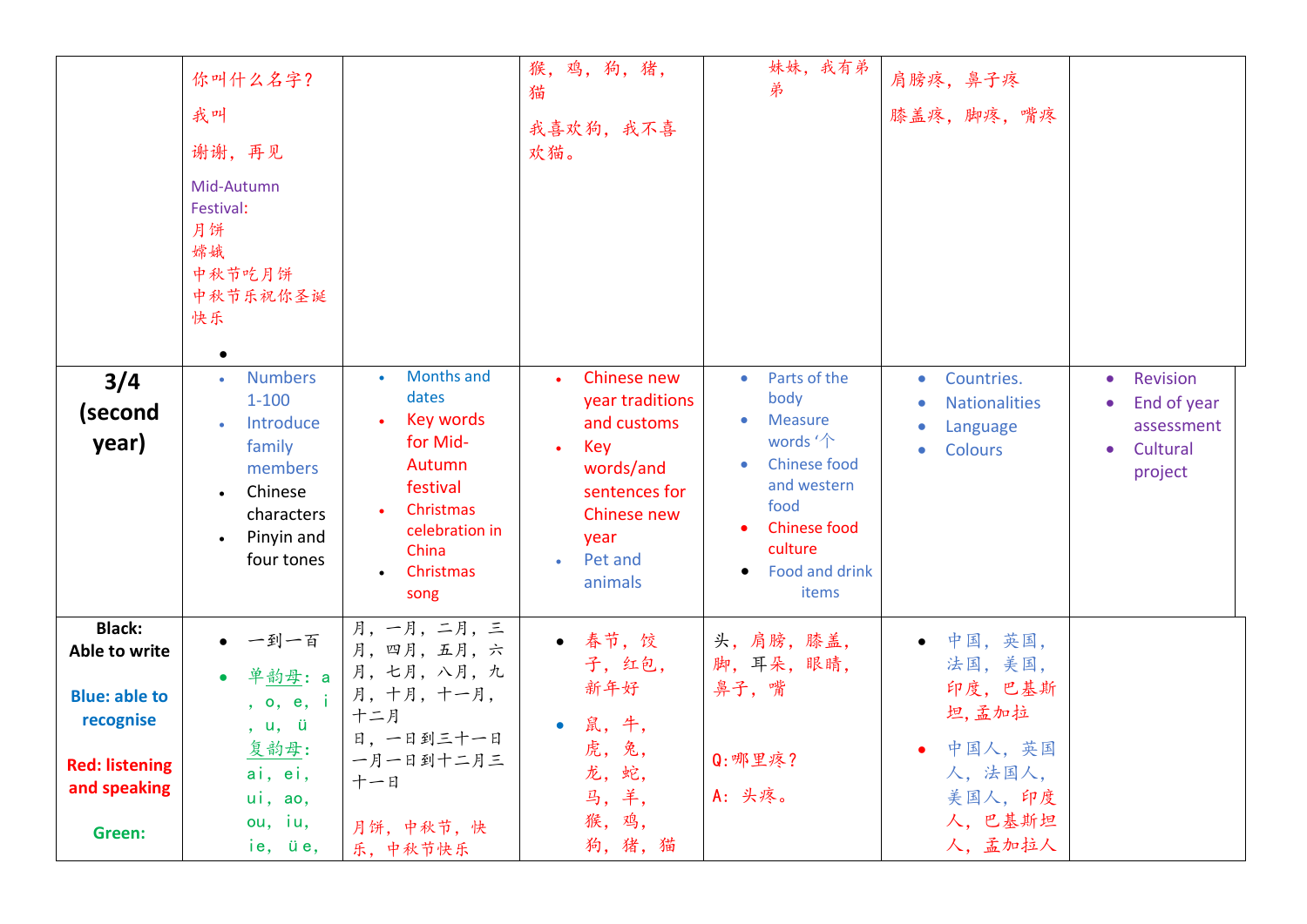| | | | | | | | |
|---|---|---|---|---|---|---|---|
| | 你叫什么名字？<br>我叫<br>谢谢，再见<br>Mid-Autumn Festival:<br>月饼<br>嫦娥<br>中秋节吃月饼<br>中秋节乐祝你圣诞快乐<br>• | | 猴，鸡，狗，猪，猫<br>我喜欢狗，我不喜欢猫。 | 妹妹，我有弟弟 | 肩膀疼，鼻子疼<br>膝盖疼，脚疼，嘴疼 | |
| **3/4 (second year)** | • Numbers 1-100<br>• Introduce family members<br>• Chinese characters<br>• Pinyin and four tones | • Months and dates<br>• Key words for Mid-Autumn festival<br>• Christmas celebration in China<br>• Christmas song | • Chinese new year traditions and customs<br>• Key words/and sentences for Chinese new year<br>• Pet and animals | • Parts of the body<br>• Measure words '个<br>• Chinese food and western food<br>• Chinese food culture<br>• Food and drink items | • Countries.<br>• Nationalities<br>• Language<br>• Colours | • Revision<br>• End of year assessment<br>• Cultural project |
| **Black: Able to write**<br><br>**Blue: able to recognise**<br><br>**Red: listening and speaking**<br><br>**Green:** | • 一到一百<br>• 单韵母：a，o，e，i，u，ü<br>复韵母：ai，ei，ui，ao，ou，iu，ie，üe， | 月，一月，二月，三月，四月，五月，六月，七月，八月，九月，十月，十一月，十二月<br>日，一日到三十一日<br>一月一日到十二月三十一日<br><br>月饼，中秋节，快乐，中秋节快乐 | • 春节，饺子，红包，新年好<br>• 鼠，牛，虎，兔，龙，蛇，马，羊，猴，鸡，狗，猪，猫 | 头，肩膀，膝盖，脚，耳朵，眼睛，鼻子，嘴<br><br>Q:哪里疼？<br>A: 头疼。 | • 中国，英国，法国，美国，印度，巴基斯坦，孟加拉<br>• 中国人，英国人，法国人，美国人，印度人，巴基斯坦人，孟加拉人 | |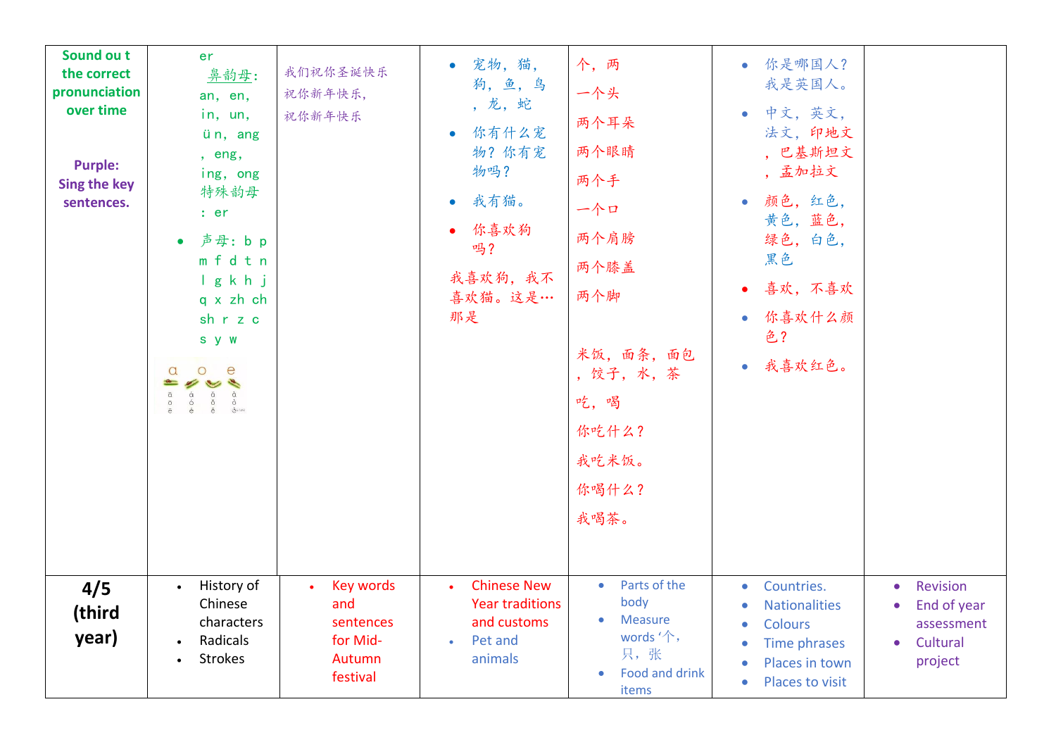| | | | | | | |
|---|---|---|---|---|---|---|
| **Sound ou t the correct pronunciation over time**<br><br>**Purple: Sing the key sentences.** | er<br>鼻韵母: an, en, in, un, ün, ang, eng, ing, ong<br>特殊韵母: er<br>• 声母: b p m f d t n l g k h j q x zh ch sh r z c s y w | 我们祝你圣诞快乐<br>祝你新年快乐,<br>祝你新年快乐 | • 宠物, 猫, 狗, 鱼, 鸟, 龙, 蛇<br>• 你有什么宠物? 你有宠物吗?<br>• 我有猫。<br>• 你喜欢狗吗?<br>我喜欢狗, 我不喜欢猫。这是…那是 | 个, 两<br>一个头<br>两个耳朵<br>两个眼睛<br>两个手<br>一个口<br>两个肩膀<br>两个膝盖<br>两个脚<br><br>米饭, 面条, 面包, 饺子, 水, 茶<br>吃, 喝<br>你吃什么?<br>我吃米饭。<br>你喝什么?<br>我喝茶。 | • 你是哪国人? 我是英国人。<br>• 中文, 英文, 法文, 印地文, 巴基斯坦文, 孟加拉文<br>• 颜色, 红色, 黄色, 蓝色, 绿色, 白色, 黑色<br>• 喜欢, 不喜欢<br>• 你喜欢什么颜色?<br>• 我喜欢红色。 | |
| **4/5 (third year)** | • History of Chinese characters<br>• Radicals<br>• Strokes | • Key words and sentences for Mid-Autumn festival | • Chinese New Year traditions and customs<br>• Pet and animals | • Parts of the body<br>• Measure words '个, 只, 张<br>• Food and drink items | • Countries.<br>• Nationalities<br>• Colours<br>• Time phrases<br>• Places in town<br>• Places to visit | • Revision<br>• End of year assessment<br>• Cultural project |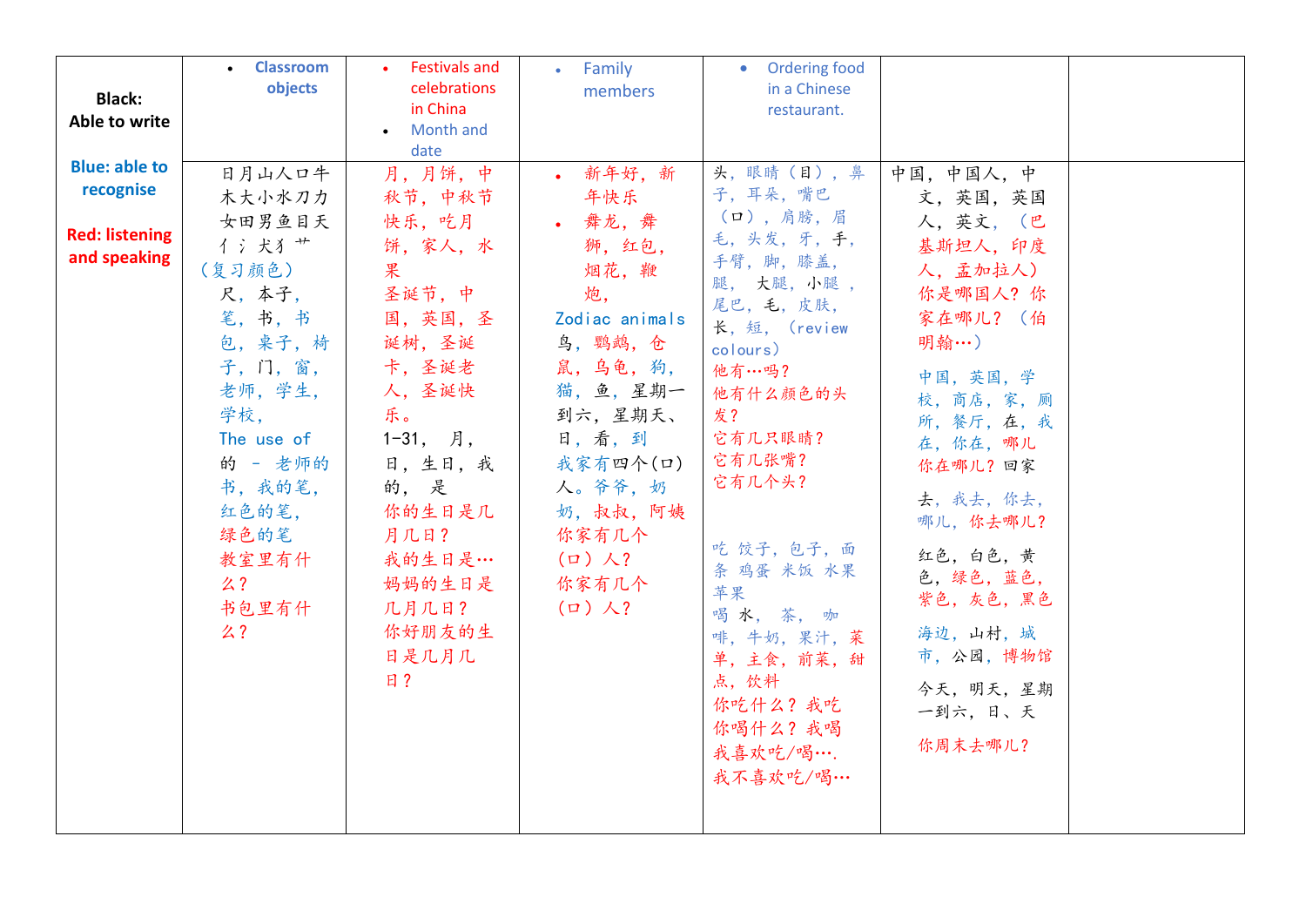| Black: Able to write<br><br>Blue: able to recognise<br><br>Red: listening and speaking | • Classroom objects | • Festivals and celebrations in China<br>• Month and date | • Family members | • Ordering food in a Chinese restaurant. | | |
|---|---|---|---|---|---|---|
| | 日月山人口牛木大小水刀力女田男鱼目天亻氵犬犭艹<br>（复习颜色）<br>尺，本子，笔，书，书包，桌子，椅子，门，窗，老师，学生，学校，<br>The use of 的 – 老师的书，我的笔，红色的笔，绿色的笔<br>教室里有什么？<br>书包里有什么？ | 月，月饼，中秋节，中秋节快乐，吃月饼，家人，水果<br>圣诞节，中国，英国，圣诞树，圣诞卡，圣诞老人，圣诞快乐。<br>1-31，月，日，生日，我的，是<br>你的生日是几月几日？<br>我的生日是…<br>妈妈的生日是几月几日？<br>你好朋友的生日是几月几日？ | • 新年好，新年快乐<br>• 舞龙，舞狮，红包，烟花，鞭炮，<br>Zodiac animals<br>鸟，鹦鹉，仓鼠，乌龟，狗，猫，鱼，星期一到六，星期天、日，看，到<br>我家有四个(口)人。爷爷，奶奶，叔叔，阿姨<br>你家有几个（口）人？<br>你家有几个（口）人？ | 头，眼睛（目），鼻子，耳朵，嘴巴（口），肩膀，眉毛，头发，牙，手，手臂，脚，膝盖，腿，大腿，小腿，尾巴，毛，皮肤，长，短，(review colours)<br>他有…吗？<br>他有什么颜色的头发？<br>它有几只眼睛？<br>它有几张嘴？<br>它有几个头？<br><br>吃 饺子，包子，面条 鸡蛋 米饭 水果 苹果<br>喝 水，茶，咖啡，牛奶，果汁，菜单，主食，前菜，甜点，饮料<br>你吃什么？我吃<br>你喝什么？我喝<br>我喜欢吃/喝….<br>我不喜欢吃/喝… | 中国，中国人，中文，英国，英国人，英文，（巴基斯坦人，印度人，孟加拉人）<br>你是哪国人？你家在哪儿？（伯明翰…）<br>中国，英国，学校，商店，家，厕所，餐厅，在，我在，你在，哪儿<br>你在哪儿？回家<br>去，我去，你去，哪儿，你去哪儿？<br>红色，白色，黄色，绿色，蓝色，紫色，灰色，黑色<br>海边，山村，城市，公园，博物馆<br>今天，明天，星期一到六，日、天<br>你周末去哪儿？ | |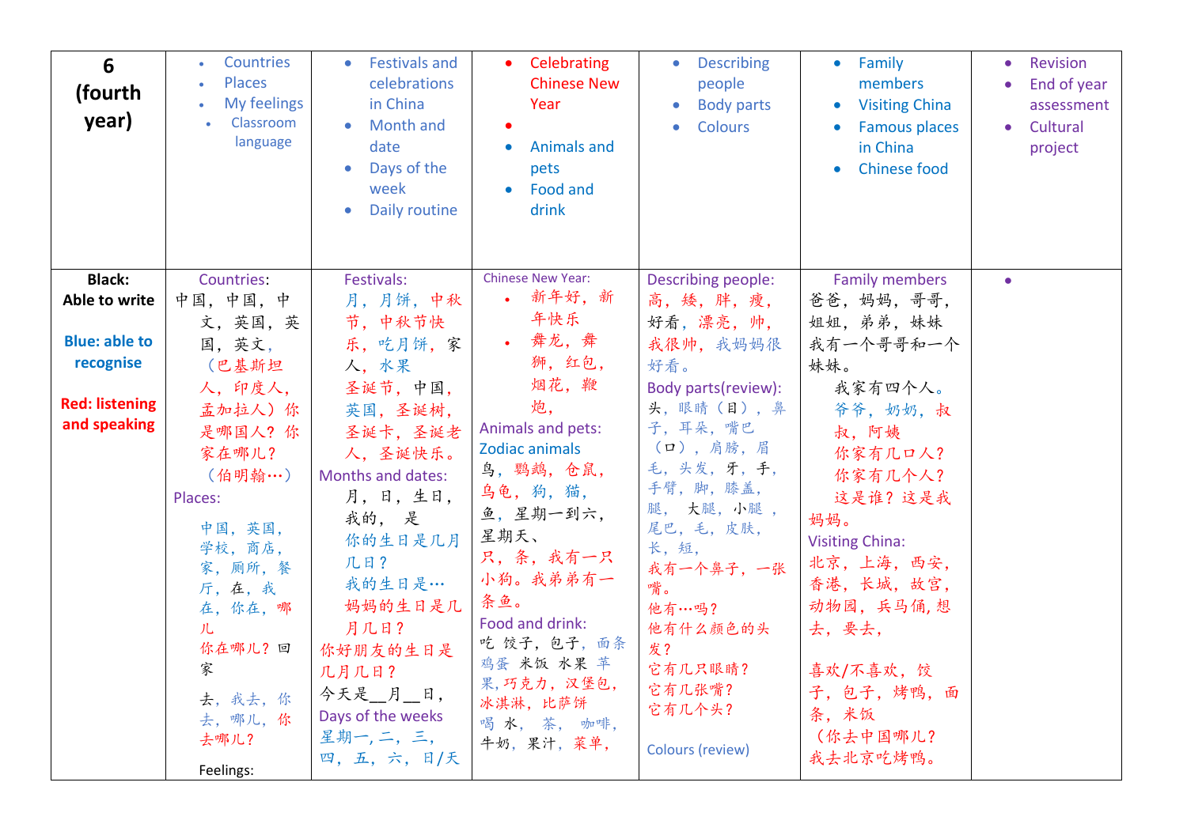| 6 (fourth year) | • Countries<br>• Places<br>• My feelings<br>• Classroom language | • Festivals and celebrations in China<br>• Month and date<br>• Days of the week<br>• Daily routine | • Celebrating Chinese New Year<br>•<br>• Animals and pets<br>• Food and drink | • Describing people<br>• Body parts<br>• Colours | • Family members<br>• Visiting China<br>• Famous places in China<br>• Chinese food | • Revision<br>• End of year assessment<br>• Cultural project |
|---|---|---|---|---|---|---|
| **Black: Able to write**<br><br>**Blue: able to recognise**<br><br>**Red: listening and speaking** | Countries:<br>中国，中国，中文，英国，英国，英文，（巴基斯坦人，印度人，孟加拉人）你是哪国人？你家在哪儿？（伯明翰…）<br>Places:<br>中国，英国，学校，商店，家，厕所，餐厅，在，我在，你在，哪儿<br>你在哪儿？回家<br>去，我去，你去，哪儿，你去哪儿？<br>Feelings: | Festivals:<br>月，月饼，中秋节，中秋节快乐，吃月饼，家人，水果<br>圣诞节，中国，英国，圣诞树，圣诞卡，圣诞老人，圣诞快乐。<br>Months and dates:<br>月，日，生日，我的，是<br>你的生日是几月几日？<br>我的生日是…<br>妈妈的生日是几月几日？<br>你好朋友的生日是几月几日？<br>今天是__月__日，<br>Days of the weeks<br>星期一，二，三，四，五，六，日/天 | Chinese New Year:<br>• 新年好，新年快乐<br>• 舞龙，舞狮，红包，烟花，鞭炮，<br>Animals and pets:<br>Zodiac animals<br>鸟，鹦鹉，仓鼠，乌龟，狗，猫，鱼，星期一到六，星期天、<br>只，条，我有一只小狗。我弟弟有一条鱼。<br>Food and drink:<br>吃 饺子，包子，面条 鸡蛋 米饭 水果 苹果，巧克力，汉堡包，冰淇淋，比萨饼<br>喝 水，茶，咖啡，牛奶，果汁，菜单， | Describing people:<br>高，矮，胖，瘦，好看，漂亮，帅，我很帅，我妈妈很好看。<br>Body parts(review):<br>头，眼睛（目），鼻子，耳朵，嘴巴（口），肩膀，眉毛，头发，牙，手，手臂，脚，膝盖，腿，大腿，小腿，尾巴，毛，皮肤，长，短，<br>我有一个鼻子，一张嘴。<br>他有…吗？<br>他有什么颜色的头发？<br>它有几只眼睛？<br>它有几张嘴？<br>它有几个头？<br><br>Colours (review) | Family members<br>爸爸，妈妈，哥哥，姐姐，弟弟，妹妹<br>我有一个哥哥和一个妹妹。<br>我家有四个人。<br>爷爷，奶奶，叔叔，阿姨<br>你家有几口人？<br>你家有几个人？<br>这是谁？这是我妈妈。<br>Visiting China:<br>北京，上海，西安，香港，长城，故宫，动物园，兵马俑，想去，要去，<br><br>喜欢/不喜欢，饺子，包子，烤鸭，面条，米饭<br>（你去中国哪儿？我去北京吃烤鸭。 | • |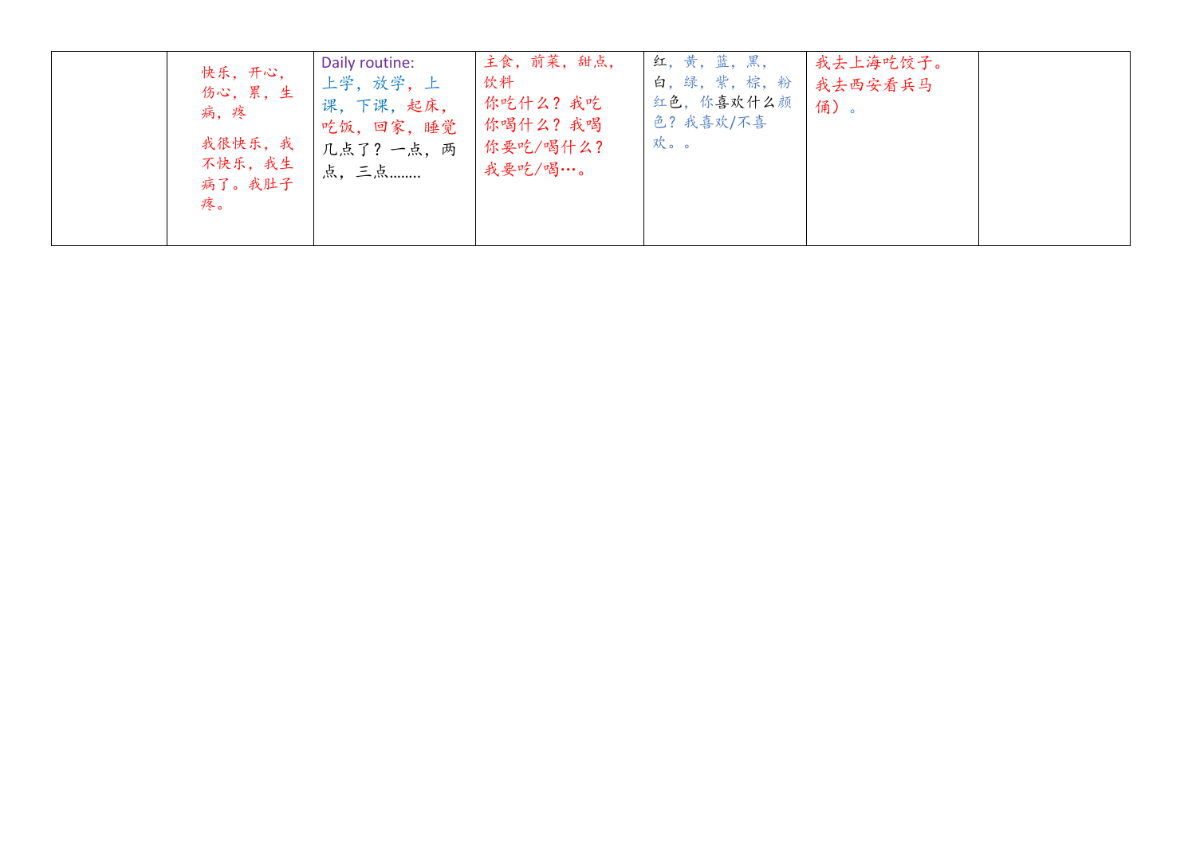|  | 快乐，开心，伤心，累，生病，疼<br><br>我很快乐，我不快乐，我生病了。我肚子疼。 | Daily routine:<br>上学，放学，上课，下课，起床，吃饭，回家，睡觉<br>几点了？一点，两点，三点........ | 主食，前菜，甜点，饮料<br>你吃什么？我吃<br>你喝什么？我喝<br>你要吃/喝什么？<br>我要吃/喝…。 | 红，黄，蓝，黑，白，绿，紫，棕，粉红色，你喜欢什么颜色？我喜欢/不喜欢。。 | 我去上海吃饺子。<br>我去西安看兵马俑）。 |  |
|---|---|---|---|---|---|---|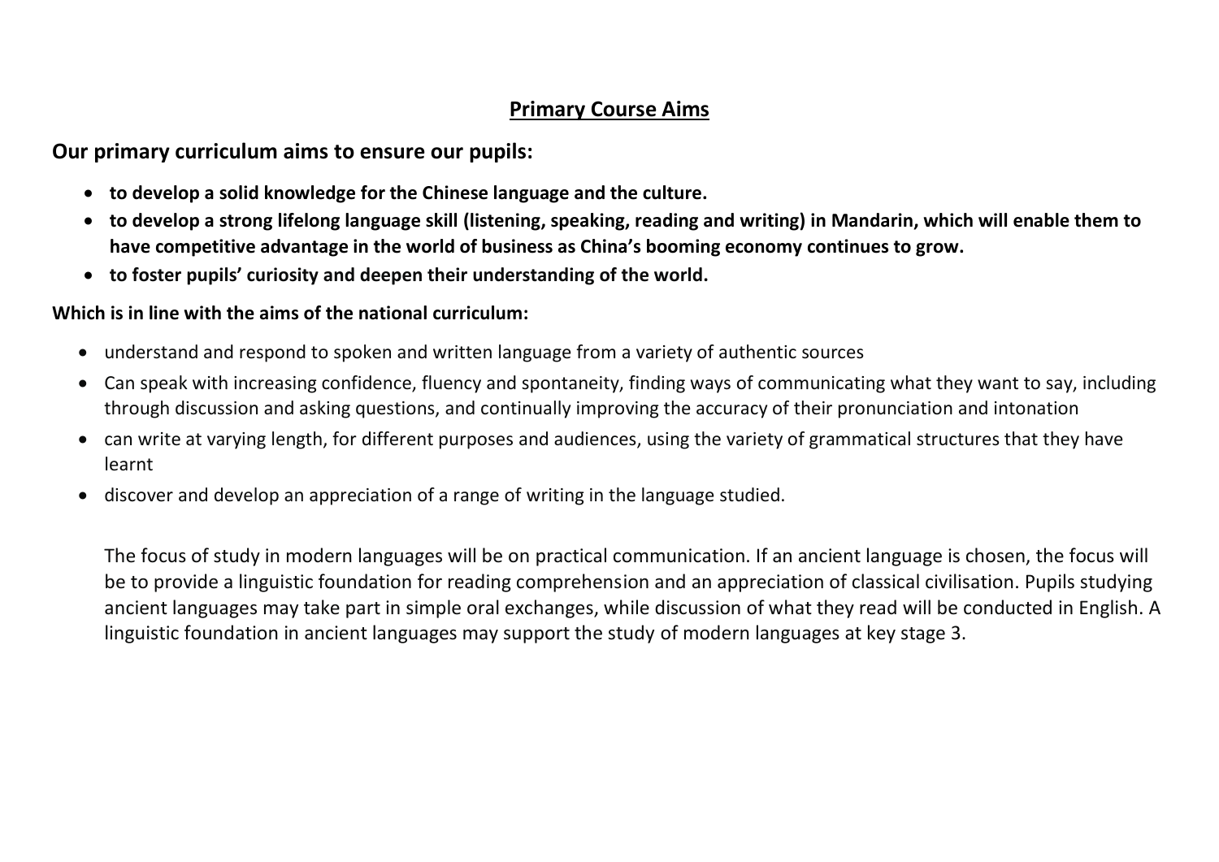## Primary Course Aims

**Our primary curriculum aims to ensure our pupils:**

- **to develop a solid knowledge for the Chinese language and the culture.**
- **to develop a strong lifelong language skill (listening, speaking, reading and writing) in Mandarin, which will enable them to have competitive advantage in the world of business as China's booming economy continues to grow.**
- **to foster pupils' curiosity and deepen their understanding of the world.**

**Which is in line with the aims of the national curriculum:**

- understand and respond to spoken and written language from a variety of authentic sources
- Can speak with increasing confidence, fluency and spontaneity, finding ways of communicating what they want to say, including through discussion and asking questions, and continually improving the accuracy of their pronunciation and intonation
- can write at varying length, for different purposes and audiences, using the variety of grammatical structures that they have learnt
- discover and develop an appreciation of a range of writing in the language studied.

The focus of study in modern languages will be on practical communication. If an ancient language is chosen, the focus will be to provide a linguistic foundation for reading comprehension and an appreciation of classical civilisation. Pupils studying ancient languages may take part in simple oral exchanges, while discussion of what they read will be conducted in English. A linguistic foundation in ancient languages may support the study of modern languages at key stage 3.